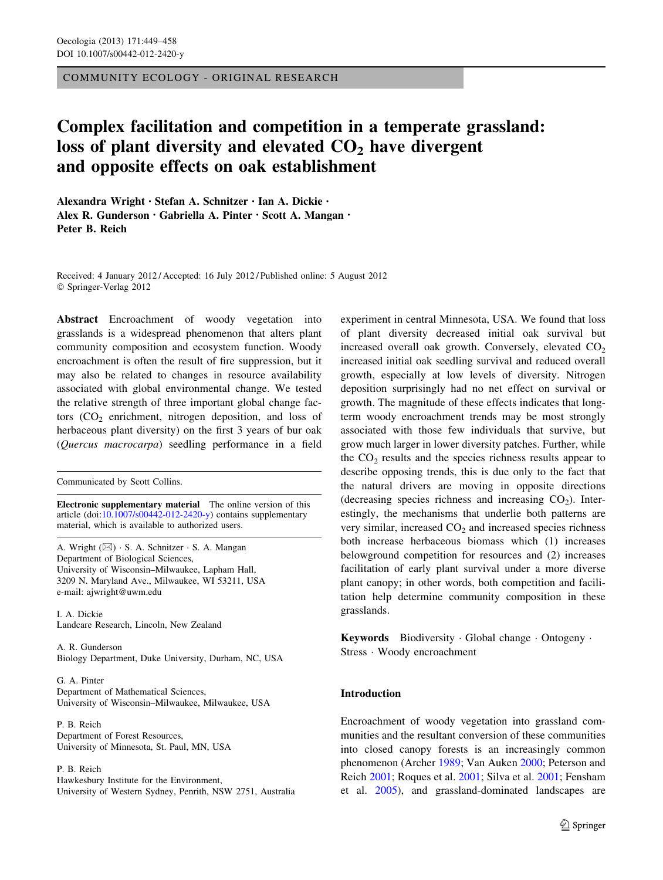COMMUNITY ECOLOGY - ORIGINAL RESEARCH

# Complex facilitation and competition in a temperate grassland: loss of plant diversity and elevated $CO_2$ have divergent and opposite effects on oak establishment

**Alexandra Wright · Stefan A. Schnitzer · Ian A. Dickie · Alex R. Gunderson · Gabriella A. Pinter · Scott A. Mangan · Peter B. Reich**

Received: 4 January 2012 / Accepted: 16 July 2012 / Published online: 5 August 2012
© Springer-Verlag 2012

**Abstract** Encroachment of woody vegetation into grasslands is a widespread phenomenon that alters plant community composition and ecosystem function. Woody encroachment is often the result of fire suppression, but it may also be related to changes in resource availability associated with global environmental change. We tested the relative strength of three important global change factors ($CO_2$ enrichment, nitrogen deposition, and loss of herbaceous plant diversity) on the first 3 years of bur oak (*Quercus macrocarpa*) seedling performance in a field experiment in central Minnesota, USA. We found that loss of plant diversity decreased initial oak survival but increased overall oak growth. Conversely, elevated $CO_2$ increased initial oak seedling survival and reduced overall growth, especially at low levels of diversity. Nitrogen deposition surprisingly had no net effect on survival or growth. The magnitude of these effects indicates that long-term woody encroachment trends may be most strongly associated with those few individuals that survive, but grow much larger in lower diversity patches. Further, while the $CO_2$ results and the species richness results appear to describe opposing trends, this is due only to the fact that the natural drivers are moving in opposite directions (decreasing species richness and increasing $CO_2$). Interestingly, the mechanisms that underlie both patterns are very similar, increased $CO_2$ and increased species richness both increase herbaceous biomass which (1) increases belowground competition for resources and (2) increases facilitation of early plant survival under a more diverse plant canopy; in other words, both competition and facilitation help determine community composition in these grasslands.

**Keywords** Biodiversity · Global change · Ontogeny · Stress · Woody encroachment

Communicated by Scott Collins.

**Electronic supplementary material** The online version of this article (doi:10.1007/s00442-012-2420-y) contains supplementary material, which is available to authorized users.

A. Wright (✉) · S. A. Schnitzer · S. A. Mangan
Department of Biological Sciences, University of Wisconsin–Milwaukee, Lapham Hall, 3209 N. Maryland Ave., Milwaukee, WI 53211, USA
e-mail: ajwright@uwm.edu

I. A. Dickie
Landcare Research, Lincoln, New Zealand

A. R. Gunderson
Biology Department, Duke University, Durham, NC, USA

G. A. Pinter
Department of Mathematical Sciences, University of Wisconsin–Milwaukee, Milwaukee, USA

P. B. Reich
Department of Forest Resources, University of Minnesota, St. Paul, MN, USA

P. B. Reich
Hawkesbury Institute for the Environment, University of Western Sydney, Penrith, NSW 2751, Australia

## Introduction

Encroachment of woody vegetation into grassland communities and the resultant conversion of these communities into closed canopy forests is an increasingly common phenomenon (Archer 1989; Van Auken 2000; Peterson and Reich 2001; Roques et al. 2001; Silva et al. 2001; Fensham et al. 2005), and grassland-dominated landscapes are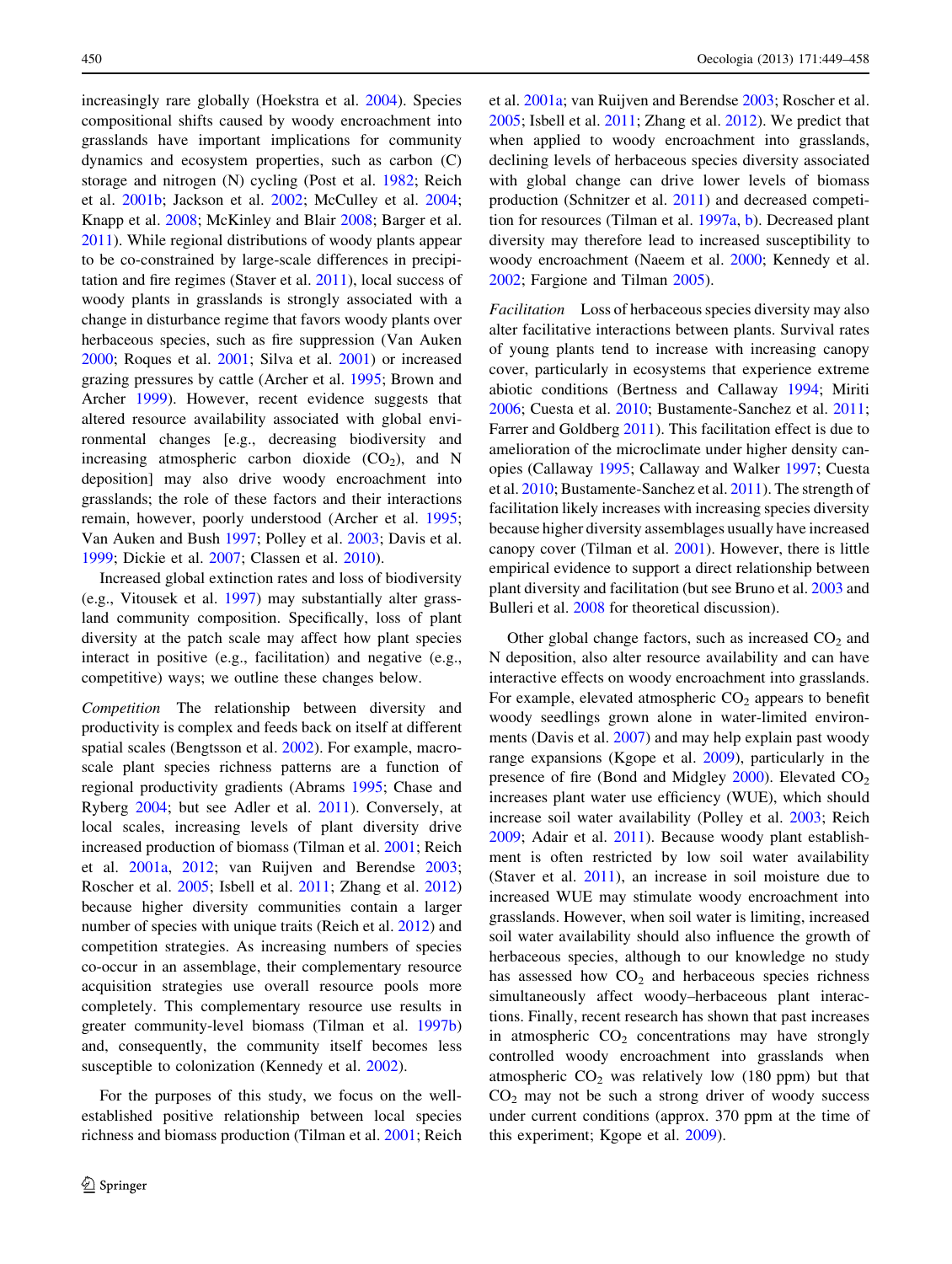increasingly rare globally (Hoekstra et al. 2004). Species compositional shifts caused by woody encroachment into grasslands have important implications for community dynamics and ecosystem properties, such as carbon (C) storage and nitrogen (N) cycling (Post et al. 1982; Reich et al. 2001b; Jackson et al. 2002; McCulley et al. 2004; Knapp et al. 2008; McKinley and Blair 2008; Barger et al. 2011). While regional distributions of woody plants appear to be co-constrained by large-scale differences in precipitation and fire regimes (Staver et al. 2011), local success of woody plants in grasslands is strongly associated with a change in disturbance regime that favors woody plants over herbaceous species, such as fire suppression (Van Auken 2000; Roques et al. 2001; Silva et al. 2001) or increased grazing pressures by cattle (Archer et al. 1995; Brown and Archer 1999). However, recent evidence suggests that altered resource availability associated with global environmental changes [e.g., decreasing biodiversity and increasing atmospheric carbon dioxide ($CO_2$), and N deposition] may also drive woody encroachment into grasslands; the role of these factors and their interactions remain, however, poorly understood (Archer et al. 1995; Van Auken and Bush 1997; Polley et al. 2003; Davis et al. 1999; Dickie et al. 2007; Classen et al. 2010).

Increased global extinction rates and loss of biodiversity (e.g., Vitousek et al. 1997) may substantially alter grassland community composition. Specifically, loss of plant diversity at the patch scale may affect how plant species interact in positive (e.g., facilitation) and negative (e.g., competitive) ways; we outline these changes below.

*Competition* The relationship between diversity and productivity is complex and feeds back on itself at different spatial scales (Bengtsson et al. 2002). For example, macro-scale plant species richness patterns are a function of regional productivity gradients (Abrams 1995; Chase and Ryberg 2004; but see Adler et al. 2011). Conversely, at local scales, increasing levels of plant diversity drive increased production of biomass (Tilman et al. 2001; Reich et al. 2001a, 2012; van Ruijven and Berendse 2003; Roscher et al. 2005; Isbell et al. 2011; Zhang et al. 2012) because higher diversity communities contain a larger number of species with unique traits (Reich et al. 2012) and competition strategies. As increasing numbers of species co-occur in an assemblage, their complementary resource acquisition strategies use overall resource pools more completely. This complementary resource use results in greater community-level biomass (Tilman et al. 1997b) and, consequently, the community itself becomes less susceptible to colonization (Kennedy et al. 2002).

For the purposes of this study, we focus on the well-established positive relationship between local species richness and biomass production (Tilman et al. 2001; Reich et al. 2001a; van Ruijven and Berendse 2003; Roscher et al. 2005; Isbell et al. 2011; Zhang et al. 2012). We predict that when applied to woody encroachment into grasslands, declining levels of herbaceous species diversity associated with global change can drive lower levels of biomass production (Schnitzer et al. 2011) and decreased competition for resources (Tilman et al. 1997a, b). Decreased plant diversity may therefore lead to increased susceptibility to woody encroachment (Naeem et al. 2000; Kennedy et al. 2002; Fargione and Tilman 2005).

*Facilitation* Loss of herbaceous species diversity may also alter facilitative interactions between plants. Survival rates of young plants tend to increase with increasing canopy cover, particularly in ecosystems that experience extreme abiotic conditions (Bertness and Callaway 1994; Miriti 2006; Cuesta et al. 2010; Bustamente-Sanchez et al. 2011; Farrer and Goldberg 2011). This facilitation effect is due to amelioration of the microclimate under higher density canopies (Callaway 1995; Callaway and Walker 1997; Cuesta et al. 2010; Bustamente-Sanchez et al. 2011). The strength of facilitation likely increases with increasing species diversity because higher diversity assemblages usually have increased canopy cover (Tilman et al. 2001). However, there is little empirical evidence to support a direct relationship between plant diversity and facilitation (but see Bruno et al. 2003 and Bulleri et al. 2008 for theoretical discussion).

Other global change factors, such as increased $CO_2$ and N deposition, also alter resource availability and can have interactive effects on woody encroachment into grasslands. For example, elevated atmospheric $CO_2$ appears to benefit woody seedlings grown alone in water-limited environments (Davis et al. 2007) and may help explain past woody range expansions (Kgope et al. 2009), particularly in the presence of fire (Bond and Midgley 2000). Elevated $CO_2$ increases plant water use efficiency (WUE), which should increase soil water availability (Polley et al. 2003; Reich 2009; Adair et al. 2011). Because woody plant establishment is often restricted by low soil water availability (Staver et al. 2011), an increase in soil moisture due to increased WUE may stimulate woody encroachment into grasslands. However, when soil water is limiting, increased soil water availability should also influence the growth of herbaceous species, although to our knowledge no study has assessed how $CO_2$ and herbaceous species richness simultaneously affect woody–herbaceous plant interactions. Finally, recent research has shown that past increases in atmospheric $CO_2$ concentrations may have strongly controlled woody encroachment into grasslands when atmospheric $CO_2$ was relatively low (180 ppm) but that $CO_2$ may not be such a strong driver of woody success under current conditions (approx. 370 ppm at the time of this experiment; Kgope et al. 2009).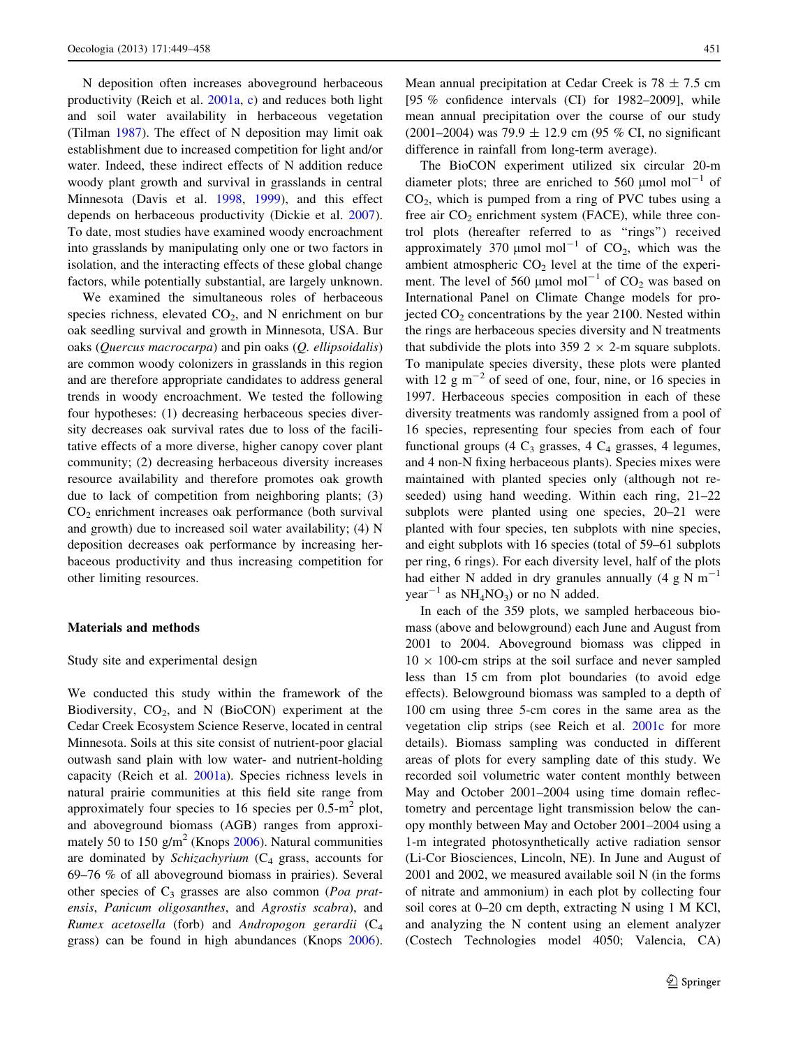N deposition often increases aboveground herbaceous productivity (Reich et al. 2001a, c) and reduces both light and soil water availability in herbaceous vegetation (Tilman 1987). The effect of N deposition may limit oak establishment due to increased competition for light and/or water. Indeed, these indirect effects of N addition reduce woody plant growth and survival in grasslands in central Minnesota (Davis et al. 1998, 1999), and this effect depends on herbaceous productivity (Dickie et al. 2007). To date, most studies have examined woody encroachment into grasslands by manipulating only one or two factors in isolation, and the interacting effects of these global change factors, while potentially substantial, are largely unknown.

We examined the simultaneous roles of herbaceous species richness, elevated $CO_2$, and N enrichment on bur oak seedling survival and growth in Minnesota, USA. Bur oaks (*Quercus macrocarpa*) and pin oaks (*Q. ellipsoidalis*) are common woody colonizers in grasslands in this region and are therefore appropriate candidates to address general trends in woody encroachment. We tested the following four hypotheses: (1) decreasing herbaceous species diversity decreases oak survival rates due to loss of the facilitative effects of a more diverse, higher canopy cover plant community; (2) decreasing herbaceous diversity increases resource availability and therefore promotes oak growth due to lack of competition from neighboring plants; (3) $CO_2$ enrichment increases oak performance (both survival and growth) due to increased soil water availability; (4) N deposition decreases oak performance by increasing herbaceous productivity and thus increasing competition for other limiting resources.

## Materials and methods

### Study site and experimental design

We conducted this study within the framework of the Biodiversity, $CO_2$, and N (BioCON) experiment at the Cedar Creek Ecosystem Science Reserve, located in central Minnesota. Soils at this site consist of nutrient-poor glacial outwash sand plain with low water- and nutrient-holding capacity (Reich et al. 2001a). Species richness levels in natural prairie communities at this field site range from approximately four species to 16 species per 0.5-$m^2$ plot, and aboveground biomass (AGB) ranges from approximately 50 to 150 g/$m^2$ (Knops 2006). Natural communities are dominated by *Schizachyrium* ($C_4$ grass, accounts for 69–76 % of all aboveground biomass in prairies). Several other species of $C_3$ grasses are also common (*Poa pratensis*, *Panicum oligosanthes*, and *Agrostis scabra*), and *Rumex acetosella* (forb) and *Andropogon gerardii* ($C_4$ grass) can be found in high abundances (Knops 2006). Mean annual precipitation at Cedar Creek is 78 ± 7.5 cm [95 % confidence intervals (CI) for 1982–2009], while mean annual precipitation over the course of our study (2001–2004) was 79.9 ± 12.9 cm (95 % CI, no significant difference in rainfall from long-term average).

The BioCON experiment utilized six circular 20-m diameter plots; three are enriched to 560 μmol $mol^{-1}$ of $CO_2$, which is pumped from a ring of PVC tubes using a free air $CO_2$ enrichment system (FACE), while three control plots (hereafter referred to as "rings") received approximately 370 μmol $mol^{-1}$ of $CO_2$, which was the ambient atmospheric $CO_2$ level at the time of the experiment. The level of 560 μmol $mol^{-1}$ of $CO_2$ was based on International Panel on Climate Change models for projected $CO_2$ concentrations by the year 2100. Nested within the rings are herbaceous species diversity and N treatments that subdivide the plots into 359 2 × 2-m square subplots. To manipulate species diversity, these plots were planted with 12 g $m^{-2}$ of seed of one, four, nine, or 16 species in 1997. Herbaceous species composition in each of these diversity treatments was randomly assigned from a pool of 16 species, representing four species from each of four functional groups (4 $C_3$ grasses, 4 $C_4$ grasses, 4 legumes, and 4 non-N fixing herbaceous plants). Species mixes were maintained with planted species only (although not re-seeded) using hand weeding. Within each ring, 21–22 subplots were planted using one species, 20–21 were planted with four species, ten subplots with nine species, and eight subplots with 16 species (total of 59–61 subplots per ring, 6 rings). For each diversity level, half of the plots had either N added in dry granules annually (4 g N $m^{-1}$ $year^{-1}$ as $NH_4NO_3$) or no N added.

In each of the 359 plots, we sampled herbaceous biomass (above and belowground) each June and August from 2001 to 2004. Aboveground biomass was clipped in 10 × 100-cm strips at the soil surface and never sampled less than 15 cm from plot boundaries (to avoid edge effects). Belowground biomass was sampled to a depth of 100 cm using three 5-cm cores in the same area as the vegetation clip strips (see Reich et al. 2001c for more details). Biomass sampling was conducted in different areas of plots for every sampling date of this study. We recorded soil volumetric water content monthly between May and October 2001–2004 using time domain reflectometry and percentage light transmission below the canopy monthly between May and October 2001–2004 using a 1-m integrated photosynthetically active radiation sensor (Li-Cor Biosciences, Lincoln, NE). In June and August of 2001 and 2002, we measured available soil N (in the forms of nitrate and ammonium) in each plot by collecting four soil cores at 0–20 cm depth, extracting N using 1 M KCl, and analyzing the N content using an element analyzer (Costech Technologies model 4050; Valencia, CA)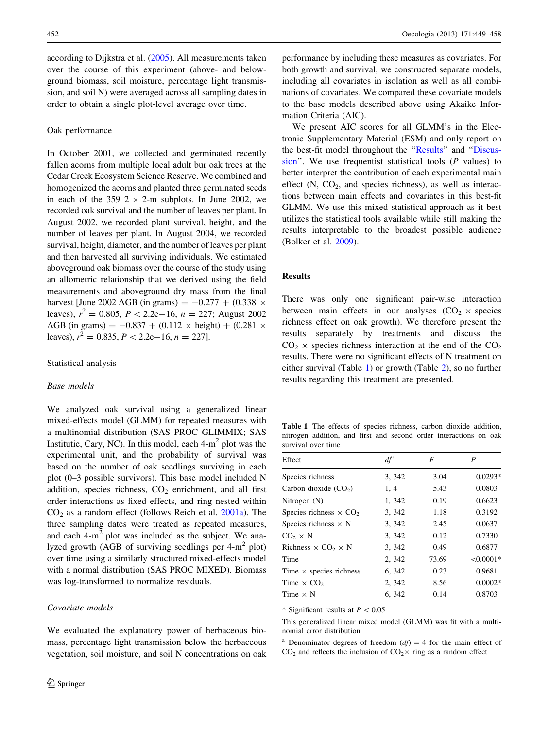according to Dijkstra et al. (2005). All measurements taken over the course of this experiment (above- and belowground biomass, soil moisture, percentage light transmission, and soil N) were averaged across all sampling dates in order to obtain a single plot-level average over time.

### Oak performance

In October 2001, we collected and germinated recently fallen acorns from multiple local adult bur oak trees at the Cedar Creek Ecosystem Science Reserve. We combined and homogenized the acorns and planted three germinated seeds in each of the 359 $2 \times 2$-m subplots. In June 2002, we recorded oak survival and the number of leaves per plant. In August 2002, we recorded plant survival, height, and the number of leaves per plant. In August 2004, we recorded survival, height, diameter, and the number of leaves per plant and then harvested all surviving individuals. We estimated aboveground oak biomass over the course of the study using an allometric relationship that we derived using the field measurements and aboveground dry mass from the final harvest [June 2002 AGB (in grams) $= -0.277 + (0.338 \times$ leaves), $r^2 = 0.805$, $P < 2.2\text{e}{-16}$, $n = 227$; August 2002 AGB (in grams) $= -0.837 + (0.112 \times$ height) $+ (0.281 \times$ leaves), $r^2 = 0.835$, $P < 2.2\text{e}{-16}$, $n = 227$].

### Statistical analysis

#### *Base models*

We analyzed oak survival using a generalized linear mixed-effects model (GLMM) for repeated measures with a multinomial distribution (SAS PROC GLIMMIX; SAS Institutie, Cary, NC). In this model, each 4-$m^2$ plot was the experimental unit, and the probability of survival was based on the number of oak seedlings surviving in each plot (0–3 possible survivors). This base model included N addition, species richness, $CO_2$ enrichment, and all first order interactions as fixed effects, and ring nested within $CO_2$ as a random effect (follows Reich et al. 2001a). The three sampling dates were treated as repeated measures, and each 4-$m^2$ plot was included as the subject. We analyzed growth (AGB of surviving seedlings per 4-$m^2$ plot) over time using a similarly structured mixed-effects model with a normal distribution (SAS PROC MIXED). Biomass was log-transformed to normalize residuals.

#### *Covariate models*

We evaluated the explanatory power of herbaceous biomass, percentage light transmission below the herbaceous vegetation, soil moisture, and soil N concentrations on oak performance by including these measures as covariates. For both growth and survival, we constructed separate models, including all covariates in isolation as well as all combinations of covariates. We compared these covariate models to the base models described above using Akaike Information Criteria (AIC).

We present AIC scores for all GLMM's in the Electronic Supplementary Material (ESM) and only report on the best-fit model throughout the "Results" and "Discussion". We use frequentist statistical tools (*P* values) to better interpret the contribution of each experimental main effect (N, $CO_2$, and species richness), as well as interactions between main effects and covariates in this best-fit GLMM. We use this mixed statistical approach as it best utilizes the statistical tools available while still making the results interpretable to the broadest possible audience (Bolker et al. 2009).

## Results

There was only one significant pair-wise interaction between main effects in our analyses ($CO_2 \times$ species richness effect on oak growth). We therefore present the results separately by treatments and discuss the $CO_2 \times$ species richness interaction at the end of the $CO_2$ results. There were no significant effects of N treatment on either survival (Table 1) or growth (Table 2), so no further results regarding this treatment are presented.

**Table 1** The effects of species richness, carbon dioxide addition, nitrogen addition, and first and second order interactions on oak survival over time

| Effect | *df*[a] | *F* | *P* |
|---|---|---|---|
| Species richness | 3, 342 | 3.04 | 0.0293* |
| Carbon dioxide ($CO_2$) | 1, 4 | 5.43 | 0.0803 |
| Nitrogen (N) | 1, 342 | 0.19 | 0.6623 |
| Species richness × $CO_2$ | 3, 342 | 1.18 | 0.3192 |
| Species richness × N | 3, 342 | 2.45 | 0.0637 |
| $CO_2$ × N | 3, 342 | 0.12 | 0.7330 |
| Richness × $CO_2$ × N | 3, 342 | 0.49 | 0.6877 |
| Time | 2, 342 | 73.69 | <0.0001* |
| Time × species richness | 6, 342 | 0.23 | 0.9681 |
| Time × $CO_2$ | 2, 342 | 8.56 | 0.0002* |
| Time × N | 6, 342 | 0.14 | 0.8703 |

\* Significant results at $P < 0.05$

This generalized linear mixed model (GLMM) was fit with a multinomial error distribution

[a] Denominator degrees of freedom (*df*) = 4 for the main effect of $CO_2$ and reflects the inclusion of $CO_2\times$ ring as a random effect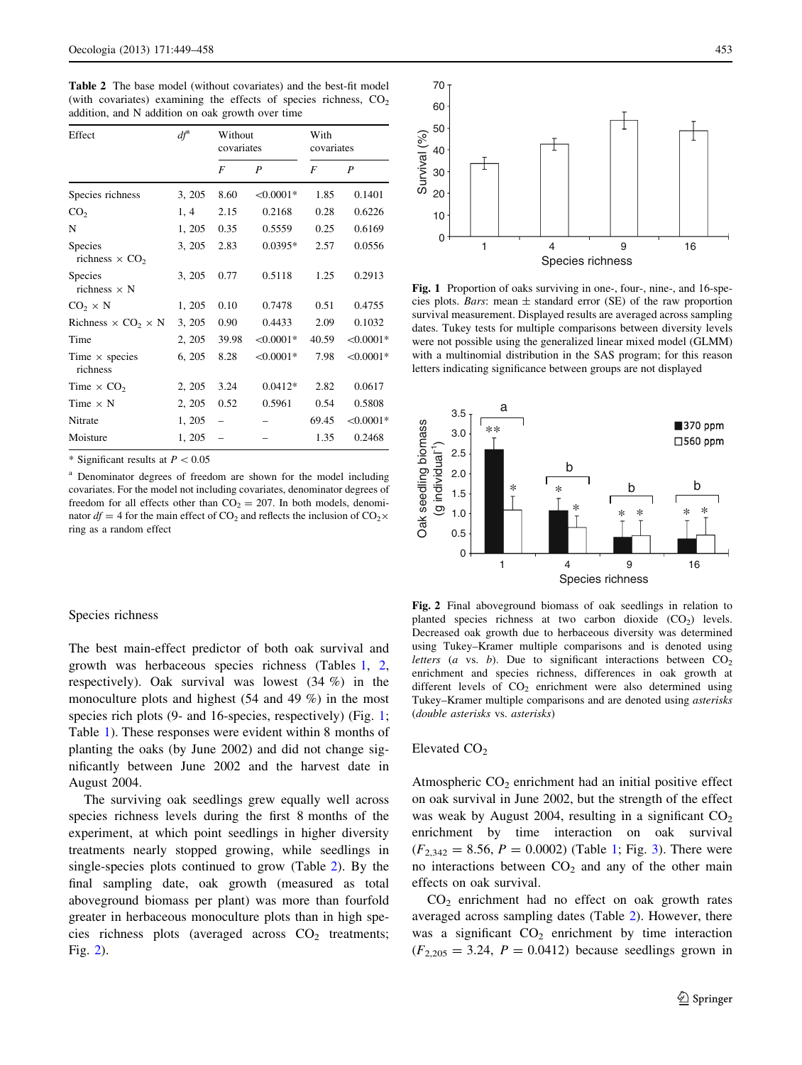**Table 2** The base model (without covariates) and the best-fit model (with covariates) examining the effects of species richness, $CO_2$ addition, and N addition on oak growth over time

| Effect | $df$[a] | Without covariates | | With covariates | |
|---|---|---|---|---|---|
| | | $F$ | $P$ | $F$ | $P$ |
| Species richness | 3, 205 | 8.60 | <0.0001* | 1.85 | 0.1401 |
| $CO_2$ | 1, 4 | 2.15 | 0.2168 | 0.28 | 0.6226 |
| N | 1, 205 | 0.35 | 0.5559 | 0.25 | 0.6169 |
| Species richness × $CO_2$ | 3, 205 | 2.83 | 0.0395* | 2.57 | 0.0556 |
| Species richness × N | 3, 205 | 0.77 | 0.5118 | 1.25 | 0.2913 |
| $CO_2$ × N | 1, 205 | 0.10 | 0.7478 | 0.51 | 0.4755 |
| Richness × $CO_2$ × N | 3, 205 | 0.90 | 0.4433 | 2.09 | 0.1032 |
| Time | 2, 205 | 39.98 | <0.0001* | 40.59 | <0.0001* |
| Time × species richness | 6, 205 | 8.28 | <0.0001* | 7.98 | <0.0001* |
| Time × $CO_2$ | 2, 205 | 3.24 | 0.0412* | 2.82 | 0.0617 |
| Time × N | 2, 205 | 0.52 | 0.5961 | 0.54 | 0.5808 |
| Nitrate | 1, 205 | – | – | 69.45 | <0.0001* |
| Moisture | 1, 205 | – | – | 1.35 | 0.2468 |

* Significant results at $P < 0.05$

[a] Denominator degrees of freedom are shown for the model including covariates. For the model not including covariates, denominator degrees of freedom for all effects other than $CO_2 = 207$. In both models, denominator $df = 4$ for the main effect of $CO_2$ and reflects the inclusion of $CO_2$ × ring as a random effect

## Species richness

The best main-effect predictor of both oak survival and growth was herbaceous species richness (Tables 1, 2, respectively). Oak survival was lowest (34 %) in the monoculture plots and highest (54 and 49 %) in the most species rich plots (9- and 16-species, respectively) (Fig. 1; Table 1). These responses were evident within 8 months of planting the oaks (by June 2002) and did not change significantly between June 2002 and the harvest date in August 2004.

The surviving oak seedlings grew equally well across species richness levels during the first 8 months of the experiment, at which point seedlings in higher diversity treatments nearly stopped growing, while seedlings in single-species plots continued to grow (Table 2). By the final sampling date, oak growth (measured as total aboveground biomass per plant) was more than fourfold greater in herbaceous monoculture plots than in high species richness plots (averaged across $CO_2$ treatments; Fig. 2).

**Fig. 1** Proportion of oaks surviving in one-, four-, nine-, and 16-species plots. *Bars*: mean ± standard error (SE) of the raw proportion survival measurement. Displayed results are averaged across sampling dates. Tukey tests for multiple comparisons between diversity levels were not possible using the generalized linear mixed model (GLMM) with a multinomial distribution in the SAS program; for this reason letters indicating significance between groups are not displayed

**Fig. 2** Final aboveground biomass of oak seedlings in relation to planted species richness at two carbon dioxide ($CO_2$) levels. Decreased oak growth due to herbaceous diversity was determined using Tukey–Kramer multiple comparisons and is denoted using *letters* (*a* vs. *b*). Due to significant interactions between $CO_2$ enrichment and species richness, differences in oak growth at different levels of $CO_2$ enrichment were also determined using Tukey–Kramer multiple comparisons and are denoted using *asterisks* (*double asterisks* vs. *asterisks*)

## Elevated $CO_2$

Atmospheric $CO_2$ enrichment had an initial positive effect on oak survival in June 2002, but the strength of the effect was weak by August 2004, resulting in a significant $CO_2$ enrichment by time interaction on oak survival ($F_{2,342} = 8.56$, $P = 0.0002$) (Table 1; Fig. 3). There were no interactions between $CO_2$ and any of the other main effects on oak survival.

$CO_2$ enrichment had no effect on oak growth rates averaged across sampling dates (Table 2). However, there was a significant $CO_2$ enrichment by time interaction ($F_{2,205} = 3.24$, $P = 0.0412$) because seedlings grown in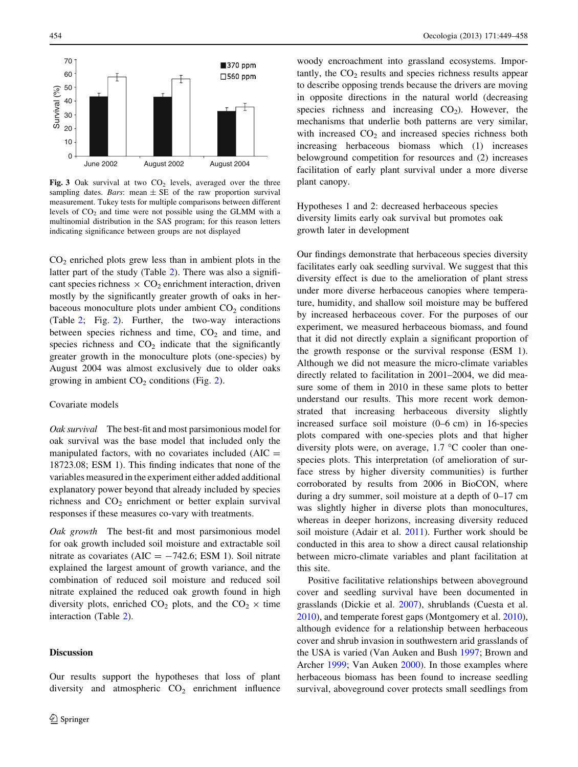Fig. 3 Oak survival at two $CO_2$ levels, averaged over the three sampling dates. *Bars*: mean ± SE of the raw proportion survival measurement. Tukey tests for multiple comparisons between different levels of $CO_2$ and time were not possible using the GLMM with a multinomial distribution in the SAS program; for this reason letters indicating significance between groups are not displayed

$CO_2$ enriched plots grew less than in ambient plots in the latter part of the study (Table 2). There was also a significant species richness × $CO_2$ enrichment interaction, driven mostly by the significantly greater growth of oaks in herbaceous monoculture plots under ambient $CO_2$ conditions (Table 2; Fig. 2). Further, the two-way interactions between species richness and time, $CO_2$ and time, and species richness and $CO_2$ indicate that the significantly greater growth in the monoculture plots (one-species) by August 2004 was almost exclusively due to older oaks growing in ambient $CO_2$ conditions (Fig. 2).

### Covariate models

*Oak survival* The best-fit and most parsimonious model for oak survival was the base model that included only the manipulated factors, with no covariates included (AIC = 18723.08; ESM 1). This finding indicates that none of the variables measured in the experiment either added additional explanatory power beyond that already included by species richness and $CO_2$ enrichment or better explain survival responses if these measures co-vary with treatments.

*Oak growth* The best-fit and most parsimonious model for oak growth included soil moisture and extractable soil nitrate as covariates (AIC = −742.6; ESM 1). Soil nitrate explained the largest amount of growth variance, and the combination of reduced soil moisture and reduced soil nitrate explained the reduced oak growth found in high diversity plots, enriched $CO_2$ plots, and the $CO_2$ × time interaction (Table 2).

## Discussion

Our results support the hypotheses that loss of plant diversity and atmospheric $CO_2$ enrichment influence woody encroachment into grassland ecosystems. Importantly, the $CO_2$ results and species richness results appear to describe opposing trends because the drivers are moving in opposite directions in the natural world (decreasing species richness and increasing $CO_2$). However, the mechanisms that underlie both patterns are very similar, with increased $CO_2$ and increased species richness both increasing herbaceous biomass which (1) increases belowground competition for resources and (2) increases facilitation of early plant survival under a more diverse plant canopy.

### Hypotheses 1 and 2: decreased herbaceous species diversity limits early oak survival but promotes oak growth later in development

Our findings demonstrate that herbaceous species diversity facilitates early oak seedling survival. We suggest that this diversity effect is due to the amelioration of plant stress under more diverse herbaceous canopies where temperature, humidity, and shallow soil moisture may be buffered by increased herbaceous cover. For the purposes of our experiment, we measured herbaceous biomass, and found that it did not directly explain a significant proportion of the growth response or the survival response (ESM 1). Although we did not measure the micro-climate variables directly related to facilitation in 2001–2004, we did measure some of them in 2010 in these same plots to better understand our results. This more recent work demonstrated that increasing herbaceous diversity slightly increased surface soil moisture (0–6 cm) in 16-species plots compared with one-species plots and that higher diversity plots were, on average, 1.7 °C cooler than one-species plots. This interpretation (of amelioration of surface stress by higher diversity communities) is further corroborated by results from 2006 in BioCON, where during a dry summer, soil moisture at a depth of 0–17 cm was slightly higher in diverse plots than monocultures, whereas in deeper horizons, increasing diversity reduced soil moisture (Adair et al. 2011). Further work should be conducted in this area to show a direct causal relationship between micro-climate variables and plant facilitation at this site.

Positive facilitative relationships between aboveground cover and seedling survival have been documented in grasslands (Dickie et al. 2007), shrublands (Cuesta et al. 2010), and temperate forest gaps (Montgomery et al. 2010), although evidence for a relationship between herbaceous cover and shrub invasion in southwestern arid grasslands of the USA is varied (Van Auken and Bush 1997; Brown and Archer 1999; Van Auken 2000). In those examples where herbaceous biomass has been found to increase seedling survival, aboveground cover protects small seedlings from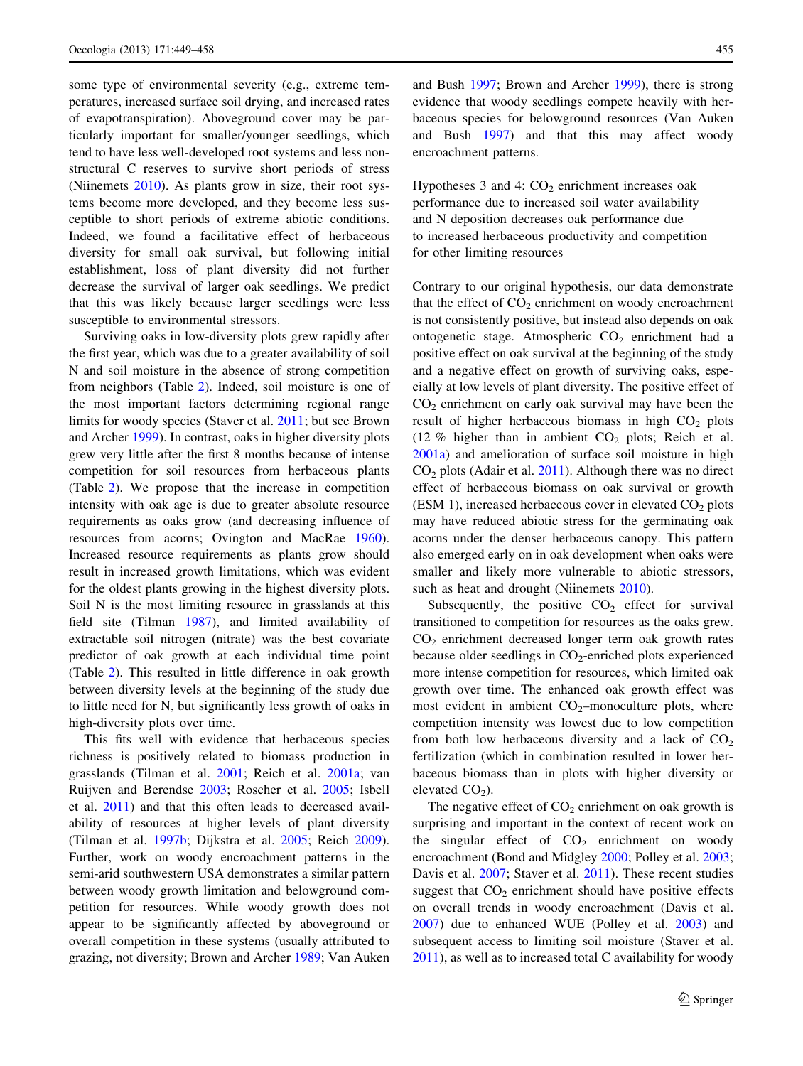some type of environmental severity (e.g., extreme temperatures, increased surface soil drying, and increased rates of evapotranspiration). Aboveground cover may be particularly important for smaller/younger seedlings, which tend to have less well-developed root systems and less non-structural C reserves to survive short periods of stress (Niinemets 2010). As plants grow in size, their root systems become more developed, and they become less susceptible to short periods of extreme abiotic conditions. Indeed, we found a facilitative effect of herbaceous diversity for small oak survival, but following initial establishment, loss of plant diversity did not further decrease the survival of larger oak seedlings. We predict that this was likely because larger seedlings were less susceptible to environmental stressors.

Surviving oaks in low-diversity plots grew rapidly after the first year, which was due to a greater availability of soil N and soil moisture in the absence of strong competition from neighbors (Table 2). Indeed, soil moisture is one of the most important factors determining regional range limits for woody species (Staver et al. 2011; but see Brown and Archer 1999). In contrast, oaks in higher diversity plots grew very little after the first 8 months because of intense competition for soil resources from herbaceous plants (Table 2). We propose that the increase in competition intensity with oak age is due to greater absolute resource requirements as oaks grow (and decreasing influence of resources from acorns; Ovington and MacRae 1960). Increased resource requirements as plants grow should result in increased growth limitations, which was evident for the oldest plants growing in the highest diversity plots. Soil N is the most limiting resource in grasslands at this field site (Tilman 1987), and limited availability of extractable soil nitrogen (nitrate) was the best covariate predictor of oak growth at each individual time point (Table 2). This resulted in little difference in oak growth between diversity levels at the beginning of the study due to little need for N, but significantly less growth of oaks in high-diversity plots over time.

This fits well with evidence that herbaceous species richness is positively related to biomass production in grasslands (Tilman et al. 2001; Reich et al. 2001a; van Ruijven and Berendse 2003; Roscher et al. 2005; Isbell et al. 2011) and that this often leads to decreased availability of resources at higher levels of plant diversity (Tilman et al. 1997b; Dijkstra et al. 2005; Reich 2009). Further, work on woody encroachment patterns in the semi-arid southwestern USA demonstrates a similar pattern between woody growth limitation and belowground competition for resources. While woody growth does not appear to be significantly affected by aboveground or overall competition in these systems (usually attributed to grazing, not diversity; Brown and Archer 1989; Van Auken and Bush 1997; Brown and Archer 1999), there is strong evidence that woody seedlings compete heavily with herbaceous species for belowground resources (Van Auken and Bush 1997) and that this may affect woody encroachment patterns.

### Hypotheses 3 and 4: $CO_2$ enrichment increases oak performance due to increased soil water availability and N deposition decreases oak performance due to increased herbaceous productivity and competition for other limiting resources

Contrary to our original hypothesis, our data demonstrate that the effect of $CO_2$ enrichment on woody encroachment is not consistently positive, but instead also depends on oak ontogenetic stage. Atmospheric $CO_2$ enrichment had a positive effect on oak survival at the beginning of the study and a negative effect on growth of surviving oaks, especially at low levels of plant diversity. The positive effect of $CO_2$ enrichment on early oak survival may have been the result of higher herbaceous biomass in high $CO_2$ plots (12 % higher than in ambient $CO_2$ plots; Reich et al. 2001a) and amelioration of surface soil moisture in high $CO_2$ plots (Adair et al. 2011). Although there was no direct effect of herbaceous biomass on oak survival or growth (ESM 1), increased herbaceous cover in elevated $CO_2$ plots may have reduced abiotic stress for the germinating oak acorns under the denser herbaceous canopy. This pattern also emerged early on in oak development when oaks were smaller and likely more vulnerable to abiotic stressors, such as heat and drought (Niinemets 2010).

Subsequently, the positive $CO_2$ effect for survival transitioned to competition for resources as the oaks grew. $CO_2$ enrichment decreased longer term oak growth rates because older seedlings in $CO_2$-enriched plots experienced more intense competition for resources, which limited oak growth over time. The enhanced oak growth effect was most evident in ambient $CO_2$–monoculture plots, where competition intensity was lowest due to low competition from both low herbaceous diversity and a lack of $CO_2$ fertilization (which in combination resulted in lower herbaceous biomass than in plots with higher diversity or elevated $CO_2$).

The negative effect of $CO_2$ enrichment on oak growth is surprising and important in the context of recent work on the singular effect of $CO_2$ enrichment on woody encroachment (Bond and Midgley 2000; Polley et al. 2003; Davis et al. 2007; Staver et al. 2011). These recent studies suggest that $CO_2$ enrichment should have positive effects on overall trends in woody encroachment (Davis et al. 2007) due to enhanced WUE (Polley et al. 2003) and subsequent access to limiting soil moisture (Staver et al. 2011), as well as to increased total C availability for woody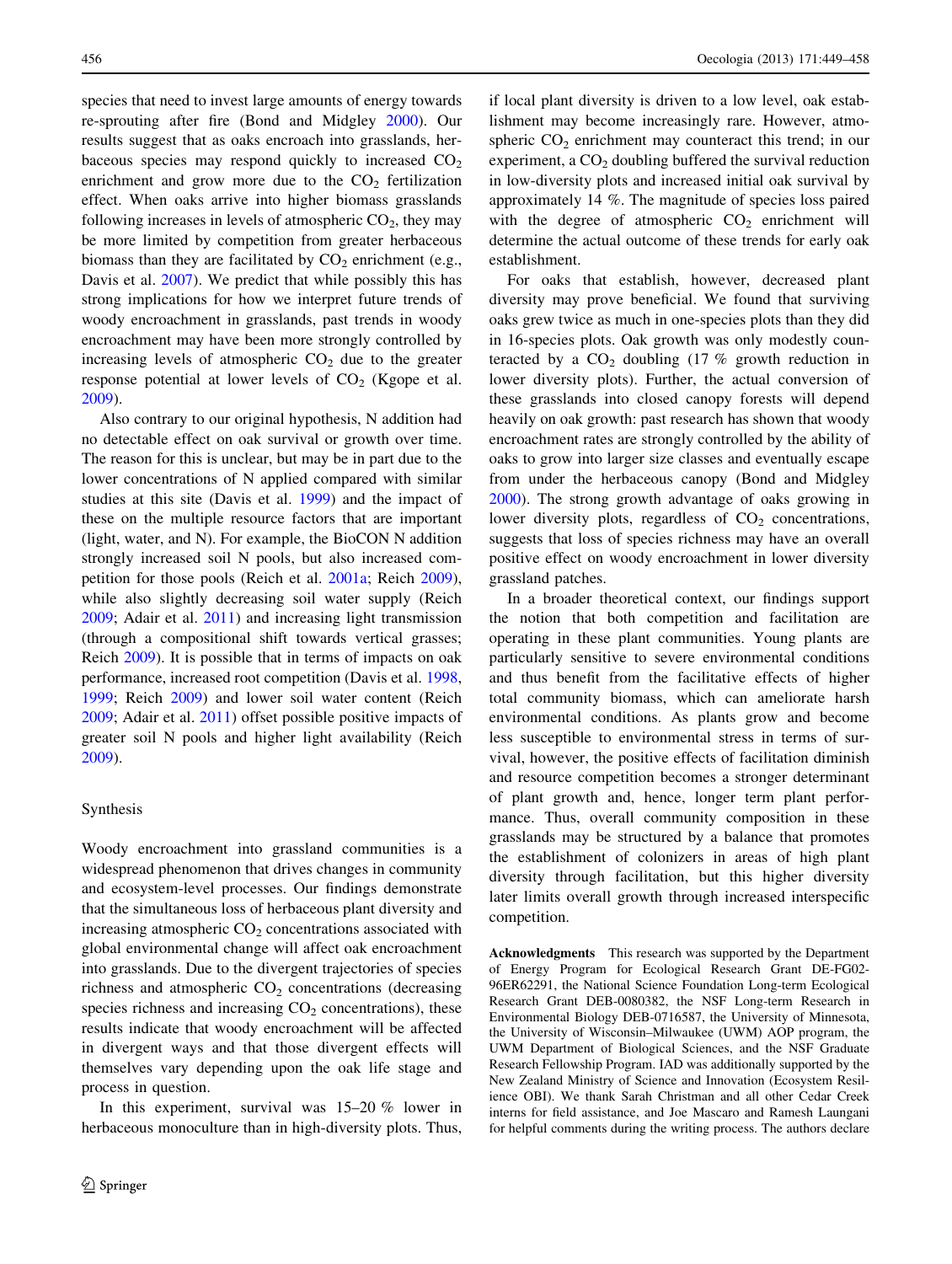species that need to invest large amounts of energy towards re-sprouting after fire (Bond and Midgley 2000). Our results suggest that as oaks encroach into grasslands, herbaceous species may respond quickly to increased $CO_2$ enrichment and grow more due to the $CO_2$ fertilization effect. When oaks arrive into higher biomass grasslands following increases in levels of atmospheric $CO_2$, they may be more limited by competition from greater herbaceous biomass than they are facilitated by $CO_2$ enrichment (e.g., Davis et al. 2007). We predict that while possibly this has strong implications for how we interpret future trends of woody encroachment in grasslands, past trends in woody encroachment may have been more strongly controlled by increasing levels of atmospheric $CO_2$ due to the greater response potential at lower levels of $CO_2$ (Kgope et al. 2009).

Also contrary to our original hypothesis, N addition had no detectable effect on oak survival or growth over time. The reason for this is unclear, but may be in part due to the lower concentrations of N applied compared with similar studies at this site (Davis et al. 1999) and the impact of these on the multiple resource factors that are important (light, water, and N). For example, the BioCON N addition strongly increased soil N pools, but also increased competition for those pools (Reich et al. 2001a; Reich 2009), while also slightly decreasing soil water supply (Reich 2009; Adair et al. 2011) and increasing light transmission (through a compositional shift towards vertical grasses; Reich 2009). It is possible that in terms of impacts on oak performance, increased root competition (Davis et al. 1998, 1999; Reich 2009) and lower soil water content (Reich 2009; Adair et al. 2011) offset possible positive impacts of greater soil N pools and higher light availability (Reich 2009).

## Synthesis

Woody encroachment into grassland communities is a widespread phenomenon that drives changes in community and ecosystem-level processes. Our findings demonstrate that the simultaneous loss of herbaceous plant diversity and increasing atmospheric $CO_2$ concentrations associated with global environmental change will affect oak encroachment into grasslands. Due to the divergent trajectories of species richness and atmospheric $CO_2$ concentrations (decreasing species richness and increasing $CO_2$ concentrations), these results indicate that woody encroachment will be affected in divergent ways and that those divergent effects will themselves vary depending upon the oak life stage and process in question.

In this experiment, survival was 15–20 % lower in herbaceous monoculture than in high-diversity plots. Thus, if local plant diversity is driven to a low level, oak establishment may become increasingly rare. However, atmospheric $CO_2$ enrichment may counteract this trend; in our experiment, a $CO_2$ doubling buffered the survival reduction in low-diversity plots and increased initial oak survival by approximately 14 %. The magnitude of species loss paired with the degree of atmospheric $CO_2$ enrichment will determine the actual outcome of these trends for early oak establishment.

For oaks that establish, however, decreased plant diversity may prove beneficial. We found that surviving oaks grew twice as much in one-species plots than they did in 16-species plots. Oak growth was only modestly counteracted by a $CO_2$ doubling (17 % growth reduction in lower diversity plots). Further, the actual conversion of these grasslands into closed canopy forests will depend heavily on oak growth: past research has shown that woody encroachment rates are strongly controlled by the ability of oaks to grow into larger size classes and eventually escape from under the herbaceous canopy (Bond and Midgley 2000). The strong growth advantage of oaks growing in lower diversity plots, regardless of $CO_2$ concentrations, suggests that loss of species richness may have an overall positive effect on woody encroachment in lower diversity grassland patches.

In a broader theoretical context, our findings support the notion that both competition and facilitation are operating in these plant communities. Young plants are particularly sensitive to severe environmental conditions and thus benefit from the facilitative effects of higher total community biomass, which can ameliorate harsh environmental conditions. As plants grow and become less susceptible to environmental stress in terms of survival, however, the positive effects of facilitation diminish and resource competition becomes a stronger determinant of plant growth and, hence, longer term plant performance. Thus, overall community composition in these grasslands may be structured by a balance that promotes the establishment of colonizers in areas of high plant diversity through facilitation, but this higher diversity later limits overall growth through increased interspecific competition.

**Acknowledgments** This research was supported by the Department of Energy Program for Ecological Research Grant DE-FG02-96ER62291, the National Science Foundation Long-term Ecological Research Grant DEB-0080382, the NSF Long-term Research in Environmental Biology DEB-0716587, the University of Minnesota, the University of Wisconsin–Milwaukee (UWM) AOP program, the UWM Department of Biological Sciences, and the NSF Graduate Research Fellowship Program. IAD was additionally supported by the New Zealand Ministry of Science and Innovation (Ecosystem Resilience OBI). We thank Sarah Christman and all other Cedar Creek interns for field assistance, and Joe Mascaro and Ramesh Laungani for helpful comments during the writing process. The authors declare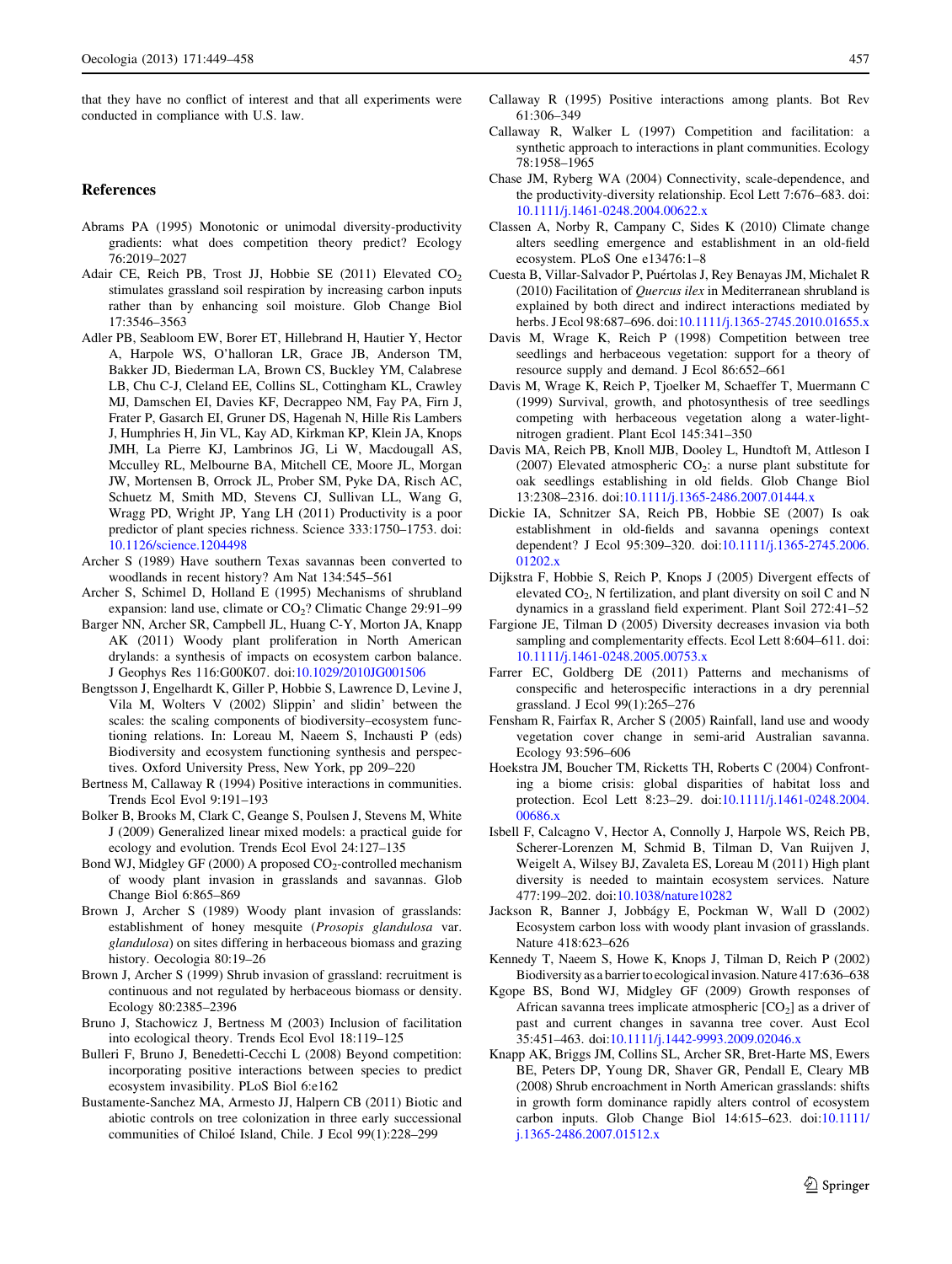that they have no conflict of interest and that all experiments were conducted in compliance with U.S. law.

## References

Abrams PA (1995) Monotonic or unimodal diversity-productivity gradients: what does competition theory predict? Ecology 76:2019–2027

Adair CE, Reich PB, Trost JJ, Hobbie SE (2011) Elevated $CO_2$ stimulates grassland soil respiration by increasing carbon inputs rather than by enhancing soil moisture. Glob Change Biol 17:3546–3563

Adler PB, Seabloom EW, Borer ET, Hillebrand H, Hautier Y, Hector A, Harpole WS, O'halloran LR, Grace JB, Anderson TM, Bakker JD, Biederman LA, Brown CS, Buckley YM, Calabrese LB, Chu C-J, Cleland EE, Collins SL, Cottingham KL, Crawley MJ, Damschen EI, Davies KF, Decrappeo NM, Fay PA, Firn J, Frater P, Gasarch EI, Gruner DS, Hagenah N, Hille Ris Lambers J, Humphries H, Jin VL, Kay AD, Kirkman KP, Klein JA, Knops JMH, La Pierre KJ, Lambrinos JG, Li W, Macdougall AS, Mcculley RL, Melbourne BA, Mitchell CE, Moore JL, Morgan JW, Mortensen B, Orrock JL, Prober SM, Pyke DA, Risch AC, Schuetz M, Smith MD, Stevens CJ, Sullivan LL, Wang G, Wragg PD, Wright JP, Yang LH (2011) Productivity is a poor predictor of plant species richness. Science 333:1750–1753. doi: 10.1126/science.1204498

Archer S (1989) Have southern Texas savannas been converted to woodlands in recent history? Am Nat 134:545–561

Archer S, Schimel D, Holland E (1995) Mechanisms of shrubland expansion: land use, climate or $CO_2$? Climatic Change 29:91–99

Barger NN, Archer SR, Campbell JL, Huang C-Y, Morton JA, Knapp AK (2011) Woody plant proliferation in North American drylands: a synthesis of impacts on ecosystem carbon balance. J Geophys Res 116:G00K07. doi:10.1029/2010JG001506

Bengtsson J, Engelhardt K, Giller P, Hobbie S, Lawrence D, Levine J, Vila M, Wolters V (2002) Slippin' and slidin' between the scales: the scaling components of biodiversity–ecosystem functioning relations. In: Loreau M, Naeem S, Inchausti P (eds) Biodiversity and ecosystem functioning synthesis and perspectives. Oxford University Press, New York, pp 209–220

Bertness M, Callaway R (1994) Positive interactions in communities. Trends Ecol Evol 9:191–193

Bolker B, Brooks M, Clark C, Geange S, Poulsen J, Stevens M, White J (2009) Generalized linear mixed models: a practical guide for ecology and evolution. Trends Ecol Evol 24:127–135

Bond WJ, Midgley GF (2000) A proposed $CO_2$-controlled mechanism of woody plant invasion in grasslands and savannas. Glob Change Biol 6:865–869

Brown J, Archer S (1989) Woody plant invasion of grasslands: establishment of honey mesquite (*Prosopis glandulosa* var. *glandulosa*) on sites differing in herbaceous biomass and grazing history. Oecologia 80:19–26

Brown J, Archer S (1999) Shrub invasion of grassland: recruitment is continuous and not regulated by herbaceous biomass or density. Ecology 80:2385–2396

Bruno J, Stachowicz J, Bertness M (2003) Inclusion of facilitation into ecological theory. Trends Ecol Evol 18:119–125

Bulleri F, Bruno J, Benedetti-Cecchi L (2008) Beyond competition: incorporating positive interactions between species to predict ecosystem invasibility. PLoS Biol 6:e162

Bustamente-Sanchez MA, Armesto JJ, Halpern CB (2011) Biotic and abiotic controls on tree colonization in three early successional communities of Chiloé Island, Chile. J Ecol 99(1):228–299

Callaway R (1995) Positive interactions among plants. Bot Rev 61:306–349

Callaway R, Walker L (1997) Competition and facilitation: a synthetic approach to interactions in plant communities. Ecology 78:1958–1965

Chase JM, Ryberg WA (2004) Connectivity, scale-dependence, and the productivity-diversity relationship. Ecol Lett 7:676–683. doi: 10.1111/j.1461-0248.2004.00622.x

Classen A, Norby R, Campany C, Sides K (2010) Climate change alters seedling emergence and establishment in an old-field ecosystem. PLoS One e13476:1–8

Cuesta B, Villar-Salvador P, Puértolas J, Rey Benayas JM, Michalet R (2010) Facilitation of *Quercus ilex* in Mediterranean shrubland is explained by both direct and indirect interactions mediated by herbs. J Ecol 98:687–696. doi:10.1111/j.1365-2745.2010.01655.x

Davis M, Wrage K, Reich P (1998) Competition between tree seedlings and herbaceous vegetation: support for a theory of resource supply and demand. J Ecol 86:652–661

Davis M, Wrage K, Reich P, Tjoelker M, Schaeffer T, Muermann C (1999) Survival, growth, and photosynthesis of tree seedlings competing with herbaceous vegetation along a water-light-nitrogen gradient. Plant Ecol 145:341–350

Davis MA, Reich PB, Knoll MJB, Dooley L, Hundtoft M, Attleson I (2007) Elevated atmospheric $CO_2$: a nurse plant substitute for oak seedlings establishing in old fields. Glob Change Biol 13:2308–2316. doi:10.1111/j.1365-2486.2007.01444.x

Dickie IA, Schnitzer SA, Reich PB, Hobbie SE (2007) Is oak establishment in old-fields and savanna openings context dependent? J Ecol 95:309–320. doi:10.1111/j.1365-2745.2006.01202.x

Dijkstra F, Hobbie S, Reich P, Knops J (2005) Divergent effects of elevated $CO_2$, N fertilization, and plant diversity on soil C and N dynamics in a grassland field experiment. Plant Soil 272:41–52

Fargione JE, Tilman D (2005) Diversity decreases invasion via both sampling and complementarity effects. Ecol Lett 8:604–611. doi: 10.1111/j.1461-0248.2005.00753.x

Farrer EC, Goldberg DE (2011) Patterns and mechanisms of conspecific and heterospecific interactions in a dry perennial grassland. J Ecol 99(1):265–276

Fensham R, Fairfax R, Archer S (2005) Rainfall, land use and woody vegetation cover change in semi-arid Australian savanna. Ecology 93:596–606

Hoekstra JM, Boucher TM, Ricketts TH, Roberts C (2004) Confronting a biome crisis: global disparities of habitat loss and protection. Ecol Lett 8:23–29. doi:10.1111/j.1461-0248.2004.00686.x

Isbell F, Calcagno V, Hector A, Connolly J, Harpole WS, Reich PB, Scherer-Lorenzen M, Schmid B, Tilman D, Van Ruijven J, Weigelt A, Wilsey BJ, Zavaleta ES, Loreau M (2011) High plant diversity is needed to maintain ecosystem services. Nature 477:199–202. doi:10.1038/nature10282

Jackson R, Banner J, Jobbágy E, Pockman W, Wall D (2002) Ecosystem carbon loss with woody plant invasion of grasslands. Nature 418:623–626

Kennedy T, Naeem S, Howe K, Knops J, Tilman D, Reich P (2002) Biodiversity as a barrier to ecological invasion. Nature 417:636–638

Kgope BS, Bond WJ, Midgley GF (2009) Growth responses of African savanna trees implicate atmospheric $[CO_2]$ as a driver of past and current changes in savanna tree cover. Aust Ecol 35:451–463. doi:10.1111/j.1442-9993.2009.02046.x

Knapp AK, Briggs JM, Collins SL, Archer SR, Bret-Harte MS, Ewers BE, Peters DP, Young DR, Shaver GR, Pendall E, Cleary MB (2008) Shrub encroachment in North American grasslands: shifts in growth form dominance rapidly alters control of ecosystem carbon inputs. Glob Change Biol 14:615–623. doi:10.1111/j.1365-2486.2007.01512.x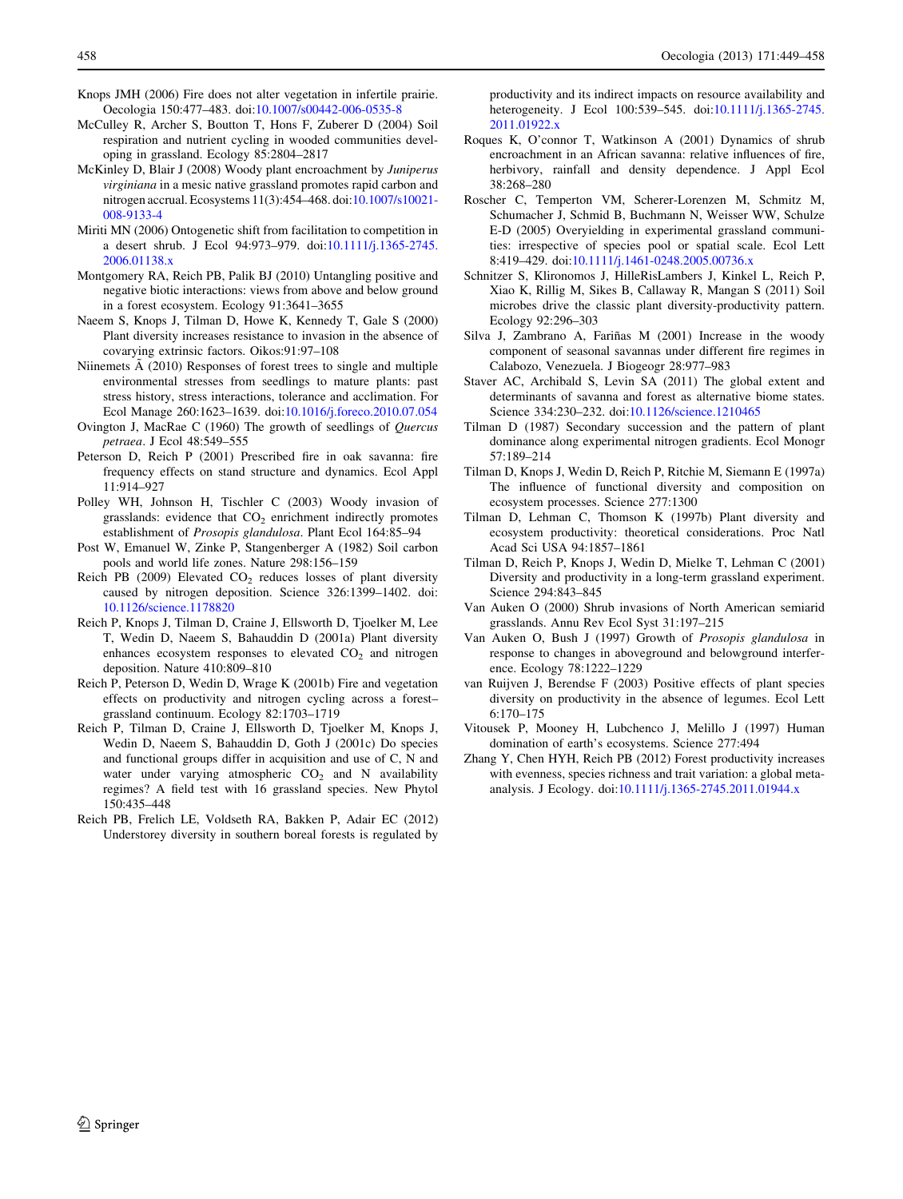Knops JMH (2006) Fire does not alter vegetation in infertile prairie. Oecologia 150:477–483. doi:10.1007/s00442-006-0535-8

McCulley R, Archer S, Boutton T, Hons F, Zuberer D (2004) Soil respiration and nutrient cycling in wooded communities developing in grassland. Ecology 85:2804–2817

McKinley D, Blair J (2008) Woody plant encroachment by *Juniperus virginiana* in a mesic native grassland promotes rapid carbon and nitrogen accrual. Ecosystems 11(3):454–468. doi:10.1007/s10021-008-9133-4

Miriti MN (2006) Ontogenetic shift from facilitation to competition in a desert shrub. J Ecol 94:973–979. doi:10.1111/j.1365-2745.2006.01138.x

Montgomery RA, Reich PB, Palik BJ (2010) Untangling positive and negative biotic interactions: views from above and below ground in a forest ecosystem. Ecology 91:3641–3655

Naeem S, Knops J, Tilman D, Howe K, Kennedy T, Gale S (2000) Plant diversity increases resistance to invasion in the absence of covarying extrinsic factors. Oikos:91:97–108

Niinemets Ã (2010) Responses of forest trees to single and multiple environmental stresses from seedlings to mature plants: past stress history, stress interactions, tolerance and acclimation. For Ecol Manage 260:1623–1639. doi:10.1016/j.foreco.2010.07.054

Ovington J, MacRae C (1960) The growth of seedlings of *Quercus petraea*. J Ecol 48:549–555

Peterson D, Reich P (2001) Prescribed fire in oak savanna: fire frequency effects on stand structure and dynamics. Ecol Appl 11:914–927

Polley WH, Johnson H, Tischler C (2003) Woody invasion of grasslands: evidence that $CO_2$ enrichment indirectly promotes establishment of *Prosopis glandulosa*. Plant Ecol 164:85–94

Post W, Emanuel W, Zinke P, Stangenberger A (1982) Soil carbon pools and world life zones. Nature 298:156–159

Reich PB (2009) Elevated $CO_2$ reduces losses of plant diversity caused by nitrogen deposition. Science 326:1399–1402. doi:10.1126/science.1178820

Reich P, Knops J, Tilman D, Craine J, Ellsworth D, Tjoelker M, Lee T, Wedin D, Naeem S, Bahauddin D (2001a) Plant diversity enhances ecosystem responses to elevated $CO_2$ and nitrogen deposition. Nature 410:809–810

Reich P, Peterson D, Wedin D, Wrage K (2001b) Fire and vegetation effects on productivity and nitrogen cycling across a forest–grassland continuum. Ecology 82:1703–1719

Reich P, Tilman D, Craine J, Ellsworth D, Tjoelker M, Knops J, Wedin D, Naeem S, Bahauddin D, Goth J (2001c) Do species and functional groups differ in acquisition and use of C, N and water under varying atmospheric $CO_2$ and N availability regimes? A field test with 16 grassland species. New Phytol 150:435–448

Reich PB, Frelich LE, Voldseth RA, Bakken P, Adair EC (2012) Understorey diversity in southern boreal forests is regulated by productivity and its indirect impacts on resource availability and heterogeneity. J Ecol 100:539–545. doi:10.1111/j.1365-2745.2011.01922.x

Roques K, O'connor T, Watkinson A (2001) Dynamics of shrub encroachment in an African savanna: relative influences of fire, herbivory, rainfall and density dependence. J Appl Ecol 38:268–280

Roscher C, Temperton VM, Scherer-Lorenzen M, Schmitz M, Schumacher J, Schmid B, Buchmann N, Weisser WW, Schulze E-D (2005) Overyielding in experimental grassland communities: irrespective of species pool or spatial scale. Ecol Lett 8:419–429. doi:10.1111/j.1461-0248.2005.00736.x

Schnitzer S, Klironomos J, HilleRisLambers J, Kinkel L, Reich P, Xiao K, Rillig M, Sikes B, Callaway R, Mangan S (2011) Soil microbes drive the classic plant diversity-productivity pattern. Ecology 92:296–303

Silva J, Zambrano A, Fariñas M (2001) Increase in the woody component of seasonal savannas under different fire regimes in Calabozo, Venezuela. J Biogeogr 28:977–983

Staver AC, Archibald S, Levin SA (2011) The global extent and determinants of savanna and forest as alternative biome states. Science 334:230–232. doi:10.1126/science.1210465

Tilman D (1987) Secondary succession and the pattern of plant dominance along experimental nitrogen gradients. Ecol Monogr 57:189–214

Tilman D, Knops J, Wedin D, Reich P, Ritchie M, Siemann E (1997a) The influence of functional diversity and composition on ecosystem processes. Science 277:1300

Tilman D, Lehman C, Thomson K (1997b) Plant diversity and ecosystem productivity: theoretical considerations. Proc Natl Acad Sci USA 94:1857–1861

Tilman D, Reich P, Knops J, Wedin D, Mielke T, Lehman C (2001) Diversity and productivity in a long-term grassland experiment. Science 294:843–845

Van Auken O (2000) Shrub invasions of North American semiarid grasslands. Annu Rev Ecol Syst 31:197–215

Van Auken O, Bush J (1997) Growth of *Prosopis glandulosa* in response to changes in aboveground and belowground interference. Ecology 78:1222–1229

van Ruijven J, Berendse F (2003) Positive effects of plant species diversity on productivity in the absence of legumes. Ecol Lett 6:170–175

Vitousek P, Mooney H, Lubchenco J, Melillo J (1997) Human domination of earth's ecosystems. Science 277:494

Zhang Y, Chen HYH, Reich PB (2012) Forest productivity increases with evenness, species richness and trait variation: a global meta-analysis. J Ecology. doi:10.1111/j.1365-2745.2011.01944.x